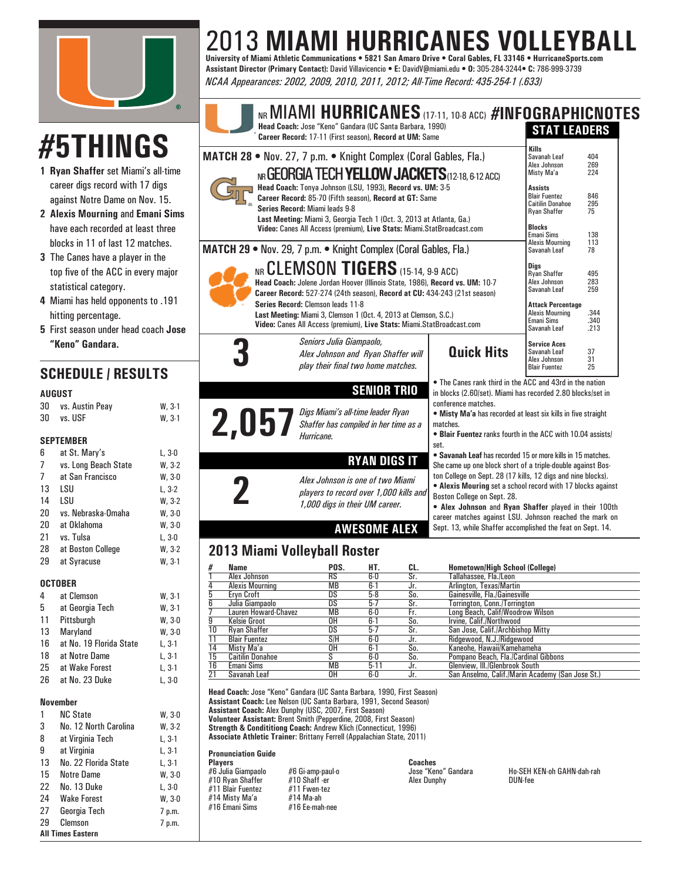# 2013 MIAMI HURRICANES VOLLEYBALL

**University of Miami Athletic Communications • 5821 San Amaro Drive • Coral Gables, FL 33146 • HurricaneSports.com**
**Assistant Director (Primary Contact):** David Villavicencio • **E:** DavidV@miami.edu • **O:** 305-284-3244• **C:** 786-999-3739
*NCAA Appearances: 2002, 2009, 2010, 2011, 2012; All-Time Record: 435-254-1 (.633)*

# #5THINGS

1. **Ryan Shaffer** set Miami's all-time career digs record with 17 digs against Notre Dame on Nov. 15.
2. **Alexis Mourning** and **Emani Sims** have each recorded at least three blocks in 11 of last 12 matches.
3. The Canes have a player in the top five of the ACC in every major statistical category.
4. Miami has held opponents to .191 hitting percentage.
5. First season under head coach **Jose "Keno" Gandara.**

## SCHEDULE / RESULTS

**AUGUST**

| | | |
|---|---|---|
| 30 | vs. Austin Peay | W, 3-1 |
| 30 | vs. USF | W, 3-1 |

**SEPTEMBER**

| | | |
|---|---|---|
| 6 | at St. Mary's | L, 3-0 |
| 7 | vs. Long Beach State | W, 3-2 |
| 7 | at San Francisco | W, 3-0 |
| 13 | LSU | L, 3-2 |
| 14 | LSU | W, 3-2 |
| 20 | vs. Nebraska-Omaha | W, 3-0 |
| 20 | at Oklahoma | W, 3-0 |
| 21 | vs. Tulsa | L, 3-0 |
| 28 | at Boston College | W, 3-2 |
| 29 | at Syracuse | W, 3-1 |

**OCTOBER**

| | | |
|---|---|---|
| 4 | at Clemson | W, 3-1 |
| 5 | at Georgia Tech | W, 3-1 |
| 11 | Pittsburgh | W, 3-0 |
| 13 | Maryland | W, 3-0 |
| 16 | at No. 19 Florida State | L, 3-1 |
| 18 | at Notre Dame | L, 3-1 |
| 25 | at Wake Forest | L, 3-1 |
| 26 | at No. 23 Duke | L, 3-0 |

**November**

| | | |
|---|---|---|
| 1 | NC State | W, 3-0 |
| 3 | No. 12 North Carolina | W, 3-2 |
| 8 | at Virginia Tech | L, 3-1 |
| 9 | at Virginia | L, 3-1 |
| 13 | No. 22 Florida State | L, 3-1 |
| 15 | Notre Dame | W, 3-0 |
| 22 | No. 13 Duke | L, 3-0 |
| 24 | Wake Forest | W, 3-0 |
| 27 | Georgia Tech | 7 p.m. |
| 29 | Clemson | 7 p.m. |

**All Times Eastern**

## NR MIAMI HURRICANES (17-11, 10-8 ACC) #INFOGRAPHICNOTES

**Head Coach:** Jose "Keno" Gandara (UC Santa Barbara, 1990)
**Career Record:** 17-11 (First season), **Record at UM:** Same

### MATCH 28 • Nov. 27, 7 p.m. • Knight Complex (Coral Gables, Fla.)

**NR GEORGIA TECH YELLOW JACKETS** (12-18, 6-12 ACC)
**Head Coach:** Tonya Johnson (LSU, 1993), **Record vs. UM:** 3-5
**Career Record:** 85-70 (Fifth season), **Record at GT:** Same
**Series Record:** Miami leads 9-8
**Last Meeting:** Miami 3, Georgia Tech 1 (Oct. 3, 2013 at Atlanta, Ga.)
**Video:** Canes All Access (premium), **Live Stats:** Miami.StatBroadcast.com

### MATCH 29 • Nov. 29, 7 p.m. • Knight Complex (Coral Gables, Fla.)

**NR CLEMSON TIGERS** (15-14, 9-9 ACC)
**Head Coach:** Jolene Jordan Hoover (Illinois State, 1986), **Record vs. UM:** 10-7
**Career Record:** 527-274 (24th season), **Record at CU:** 434-243 (21st season)
**Series Record:** Clemson leads 11-8
**Last Meeting:** Miami 3, Clemson 1 (Oct. 4, 2013 at Clemson, S.C.)
**Video:** Canes All Access (premium), **Live Stats:** Miami.StatBroadcast.com

## STAT LEADERS

| | |
|---|---|
| **Kills** | |
| Savanah Leaf | 404 |
| Alex Johnson | 269 |
| Misty Ma'a | 224 |
| **Assists** | |
| Blair Fuentez | 846 |
| Caitilin Donahoe | 295 |
| Ryan Shaffer | 75 |
| **Blocks** | |
| Emani Sims | 138 |
| Alexis Mourning | 113 |
| Savanah Leaf | 78 |
| **Digs** | |
| Ryan Shaffer | 495 |
| Alex Johnson | 283 |
| Savanah Leaf | 259 |
| **Attack Percentage** | |
| Alexis Mourning | .344 |
| Emani Sims | .340 |
| Savanah Leaf | .213 |
| **Service Aces** | |
| Savanah Leaf | 37 |
| Alex Johnson | 31 |
| Blair Fuentez | 25 |

**3** *Seniors Julia Giampaolo, Alex Johnson and Ryan Shaffer will play their final two home matches.*

**SENIOR TRIO**

**2,057** *Digs Miami's all-time leader Ryan Shaffer has compiled in her time as a Hurricane.*

**RYAN DIGS IT**

**2** *Alex Johnson is one of two Miami players to record over 1,000 kills and 1,000 digs in their UM career.*

**AWESOME ALEX**

## Quick Hits

- The Canes rank third in the ACC and 43rd in the nation in blocks (2.60/set). Miami has recorded 2.80 blocks/set in conference matches.
- **Misty Ma'a** has recorded at least six kills in five straight matches.
- **Blair Fuentez** ranks fourth in the ACC with 10.04 assists/set.
- **Savanah Leaf** has recorded 15 or more kills in 15 matches. She came up one block short of a triple-double against Boston College on Sept. 28 (17 kills, 12 digs and nine blocks).
- **Alexis Mouring** set a school record with 17 blocks against Boston College on Sept. 28.
- **Alex Johnson** and **Ryan Shaffer** played in their 100th career matches against LSU. Johnson reached the mark on Sept. 13, while Shaffer accomplished the feat on Sept. 14.

## 2013 Miami Volleyball Roster

| # | Name | POS. | HT. | CL. | Hometown/High School (College) |
|---|---|---|---|---|---|
| 1 | Alex Johnson | RS | 6-0 | Sr. | Tallahassee, Fla./Leon |
| 4 | Alexis Mourning | MB | 6-1 | Jr. | Arlington, Texas/Martin |
| 5 | Eryn Croft | DS | 5-8 | So. | Gainesville, Fla./Gainesville |
| 6 | Julia Giampaolo | DS | 5-7 | Sr. | Torrington, Conn./Torrington |
| 7 | Lauren Howard-Chavez | MB | 6-0 | Fr. | Long Beach, Calif/Woodrow Wilson |
| 9 | Kelsie Groot | OH | 6-1 | So. | Irvine, Calif./Northwood |
| 10 | Ryan Shaffer | DS | 5-7 | Sr. | San Jose, Calif./Archbishop Mitty |
| 11 | Blair Fuentez | S/H | 6-0 | Jr. | Ridgewood, N.J./Ridgewood |
| 14 | Misty Ma'a | OH | 6-1 | So. | Kaneohe, Hawaii/Kamehameha |
| 15 | Caitilin Donahoe | S | 6-0 | So. | Pompano Beach, Fla./Cardinal Gibbons |
| 16 | Emani Sims | MB | 5-11 | Jr. | Glenview, Ill./Glenbrook South |
| 21 | Savanah Leaf | OH | 6-0 | Jr. | San Anselmo, Calif./Marin Academy (San Jose St.) |

**Head Coach:** Jose "Keno" Gandara (UC Santa Barbara, 1990, First Season)
**Assistant Coach:** Lee Nelson (UC Santa Barbara, 1991, Second Season)
**Assistant Coach:** Alex Dunphy (USC, 2007, First Season)
**Volunteer Assistant:** Brent Smith (Pepperdine, 2008, First Season)
**Strength & Condititioning Coach:** Andrew Klich (Connecticut, 1996)
**Associate Athletic Trainer:** Brittany Ferrell (Appalachian State, 2011)

**Pronunciation Guide**

| **Players** | | **Coaches** | |
|---|---|---|---|
| #6 Julia Giampaolo | #6 Gi-amp-paul-o | Jose "Keno" Gandara | Ho-SEH KEN-oh GAHN-dah-rah |
| #10 Ryan Shaffer | #10 Shaff -er | Alex Dunphy | DUN-fee |
| #11 Blair Fuentez | #11 Fwen-tez | | |
| #14 Misty Ma'a | #14 Ma-ah | | |
| #16 Emani Sims | #16 Ee-mah-nee | | |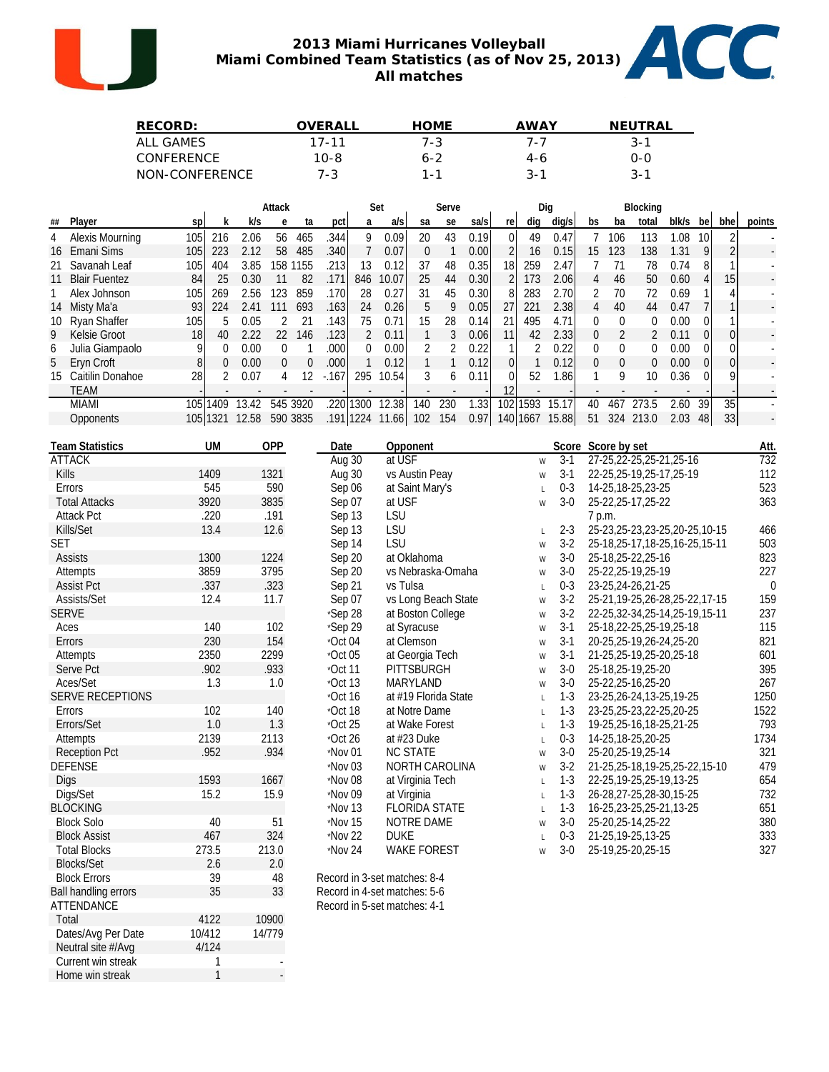# 2013 Miami Hurricanes Volleyball
## Miami Combined Team Statistics (as of Nov 25, 2013)
### All matches

| RECORD: | OVERALL | HOME | AWAY | NEUTRAL |
|---|---|---|---|---|
| ALL GAMES | 17-11 | 7-3 | 7-7 | 3-1 |
| CONFERENCE | 10-8 | 6-2 | 4-6 | 0-0 |
| NON-CONFERENCE | 7-3 | 1-1 | 3-1 | 3-1 |

| | | | Attack | | | | | Set | | Serve | | | | Dig | | | Blocking | | | | | | |
|---|---|---|---|---|---|---|---|---|---|---|---|---|---|---|---|---|---|---|---|---|---|---|---|
| ## | Player | sp | k | k/s | e | ta | pct | a | a/s | sa | se | sa/s | re | dig | dig/s | bs | ba | total | blk/s | be | bhe | points |
| 4 | Alexis Mourning | 105 | 216 | 2.06 | 56 | 465 | .344 | 9 | 0.09 | 20 | 43 | 0.19 | 0 | 49 | 0.47 | 7 | 106 | 113 | 1.08 | 10 | 2 | - |
| 16 | Emani Sims | 105 | 223 | 2.12 | 58 | 485 | .340 | 7 | 0.07 | 0 | 1 | 0.00 | 2 | 16 | 0.15 | 15 | 123 | 138 | 1.31 | 9 | 2 | - |
| 21 | Savanah Leaf | 105 | 404 | 3.85 | 158 | 1155 | .213 | 13 | 0.12 | 37 | 48 | 0.35 | 18 | 259 | 2.47 | 7 | 71 | 78 | 0.74 | 8 | 1 | - |
| 11 | Blair Fuentez | 84 | 25 | 0.30 | 11 | 82 | .171 | 846 | 10.07 | 25 | 44 | 0.30 | 2 | 173 | 2.06 | 4 | 46 | 50 | 0.60 | 4 | 15 | - |
| 1 | Alex Johnson | 105 | 269 | 2.56 | 123 | 859 | .170 | 28 | 0.27 | 31 | 45 | 0.30 | 8 | 283 | 2.70 | 2 | 70 | 72 | 0.69 | 1 | 4 | - |
| 14 | Misty Ma'a | 93 | 224 | 2.41 | 111 | 693 | .163 | 24 | 0.26 | 5 | 9 | 0.05 | 27 | 221 | 2.38 | 4 | 40 | 44 | 0.47 | 7 | 1 | - |
| 10 | Ryan Shaffer | 105 | 5 | 0.05 | 2 | 21 | .143 | 75 | 0.71 | 15 | 28 | 0.14 | 21 | 495 | 4.71 | 0 | 0 | 0 | 0.00 | 0 | 1 | - |
| 9 | Kelsie Groot | 18 | 40 | 2.22 | 22 | 146 | .123 | 2 | 0.11 | 1 | 3 | 0.06 | 11 | 42 | 2.33 | 0 | 2 | 2 | 0.11 | 0 | 0 | - |
| 6 | Julia Giampaolo | 9 | 0 | 0.00 | 0 | 1 | .000 | 0 | 0.00 | 2 | 2 | 0.22 | 1 | 2 | 0.22 | 0 | 0 | 0 | 0.00 | 0 | 0 | - |
| 5 | Eryn Croft | 8 | 0 | 0.00 | 0 | 0 | .000 | 1 | 0.12 | 1 | 1 | 0.12 | 0 | 1 | 0.12 | 0 | 0 | 0 | 0.00 | 0 | 0 | - |
| 15 | Caitilin Donahoe | 28 | 2 | 0.07 | 4 | 12 | -.167 | 295 | 10.54 | 3 | 6 | 0.11 | 0 | 52 | 1.86 | 1 | 9 | 10 | 0.36 | 0 | 9 | - |
| | TEAM | - | - | - | - | - | - | - | - | - | - | - | 12 | - | - | - | - | - | - | - | - | - |
| | MIAMI | 105 | 1409 | 13.42 | 545 | 3920 | .220 | 1300 | 12.38 | 140 | 230 | 1.33 | 102 | 1593 | 15.17 | 40 | 467 | 273.5 | 2.60 | 39 | 35 | - |
| | Opponents | 105 | 1321 | 12.58 | 590 | 3835 | .191 | 1224 | 11.66 | 102 | 154 | 0.97 | 140 | 1667 | 15.88 | 51 | 324 | 213.0 | 2.03 | 48 | 33 | - |

| Team Statistics | UM | OPP |
|---|---|---|
| ATTACK | | |
| Kills | 1409 | 1321 |
| Errors | 545 | 590 |
| Total Attacks | 3920 | 3835 |
| Attack Pct | .220 | .191 |
| Kills/Set | 13.4 | 12.6 |
| SET | | |
| Assists | 1300 | 1224 |
| Attempts | 3859 | 3795 |
| Assist Pct | .337 | .323 |
| Assists/Set | 12.4 | 11.7 |
| SERVE | | |
| Aces | 140 | 102 |
| Errors | 230 | 154 |
| Attempts | 2350 | 2299 |
| Serve Pct | .902 | .933 |
| Aces/Set | 1.3 | 1.0 |
| SERVE RECEPTIONS | | |
| Errors | 102 | 140 |
| Errors/Set | 1.0 | 1.3 |
| Attempts | 2139 | 2113 |
| Reception Pct | .952 | .934 |
| DEFENSE | | |
| Digs | 1593 | 1667 |
| Digs/Set | 15.2 | 15.9 |
| BLOCKING | | |
| Block Solo | 40 | 51 |
| Block Assist | 467 | 324 |
| Total Blocks | 273.5 | 213.0 |
| Blocks/Set | 2.6 | 2.0 |
| Block Errors | 39 | 48 |
| Ball handling errors | 35 | 33 |
| ATTENDANCE | | |
| Total | 4122 | 10900 |
| Dates/Avg Per Date | 10/412 | 14/779 |
| Neutral site #/Avg | 4/124 | |
| Current win streak | 1 | - |
| Home win streak | 1 | - |

| Date | Opponent | | Score | Score by set | Att. |
|---|---|---|---|---|---|
| Aug 30 | at USF | W | 3-1 | 27-25,22-25,25-21,25-16 | 732 |
| Aug 30 | vs Austin Peay | W | 3-1 | 22-25,25-19,25-17,25-19 | 112 |
| Sep 06 | at Saint Mary's | L | 0-3 | 14-25,18-25,23-25 | 523 |
| Sep 07 | at USF | W | 3-0 | 25-22,25-17,25-22 | 363 |
| Sep 13 | LSU | | | 7 p.m. | |
| Sep 13 | LSU | L | 2-3 | 25-23,25-23,23-25,20-25,10-15 | 466 |
| Sep 14 | LSU | W | 3-2 | 25-18,25-17,18-25,16-25,15-11 | 503 |
| Sep 20 | at Oklahoma | W | 3-0 | 25-18,25-22,25-16 | 823 |
| Sep 20 | vs Nebraska-Omaha | W | 3-0 | 25-22,25-19,25-19 | 227 |
| Sep 21 | vs Tulsa | L | 0-3 | 23-25,24-26,21-25 | 0 |
| Sep 07 | vs Long Beach State | W | 3-2 | 25-21,19-25,26-28,25-22,17-15 | 159 |
| *Sep 28 | at Boston College | W | 3-2 | 22-25,32-34,25-14,25-19,15-11 | 237 |
| *Sep 29 | at Syracuse | W | 3-1 | 25-18,22-25,25-19,25-18 | 115 |
| *Oct 04 | at Clemson | W | 3-1 | 20-25,25-19,26-24,25-20 | 821 |
| *Oct 05 | at Georgia Tech | W | 3-1 | 21-25,25-19,25-20,25-18 | 601 |
| *Oct 11 | PITTSBURGH | W | 3-0 | 25-18,25-19,25-20 | 395 |
| *Oct 13 | MARYLAND | W | 3-0 | 25-22,25-16,25-20 | 267 |
| *Oct 16 | at #19 Florida State | L | 1-3 | 23-25,26-24,13-25,19-25 | 1250 |
| *Oct 18 | at Notre Dame | L | 1-3 | 23-25,25-23,22-25,20-25 | 1522 |
| *Oct 25 | at Wake Forest | L | 1-3 | 19-25,25-16,18-25,21-25 | 793 |
| *Oct 26 | at #23 Duke | L | 0-3 | 14-25,18-25,20-25 | 1734 |
| *Nov 01 | NC STATE | W | 3-0 | 25-20,25-19,25-14 | 321 |
| *Nov 03 | NORTH CAROLINA | W | 3-2 | 21-25,25-18,19-25,25-22,15-10 | 479 |
| *Nov 08 | at Virginia Tech | L | 1-3 | 22-25,19-25,25-19,13-25 | 654 |
| *Nov 09 | at Virginia | L | 1-3 | 26-28,27-25,28-30,15-25 | 732 |
| *Nov 13 | FLORIDA STATE | L | 1-3 | 16-25,23-25,25-21,13-25 | 651 |
| *Nov 15 | NOTRE DAME | W | 3-0 | 25-20,25-14,25-22 | 380 |
| *Nov 22 | DUKE | L | 0-3 | 21-25,19-25,13-25 | 333 |
| *Nov 24 | WAKE FOREST | W | 3-0 | 25-19,25-20,25-15 | 327 |

Record in 3-set matches: 8-4
Record in 4-set matches: 5-6
Record in 5-set matches: 4-1